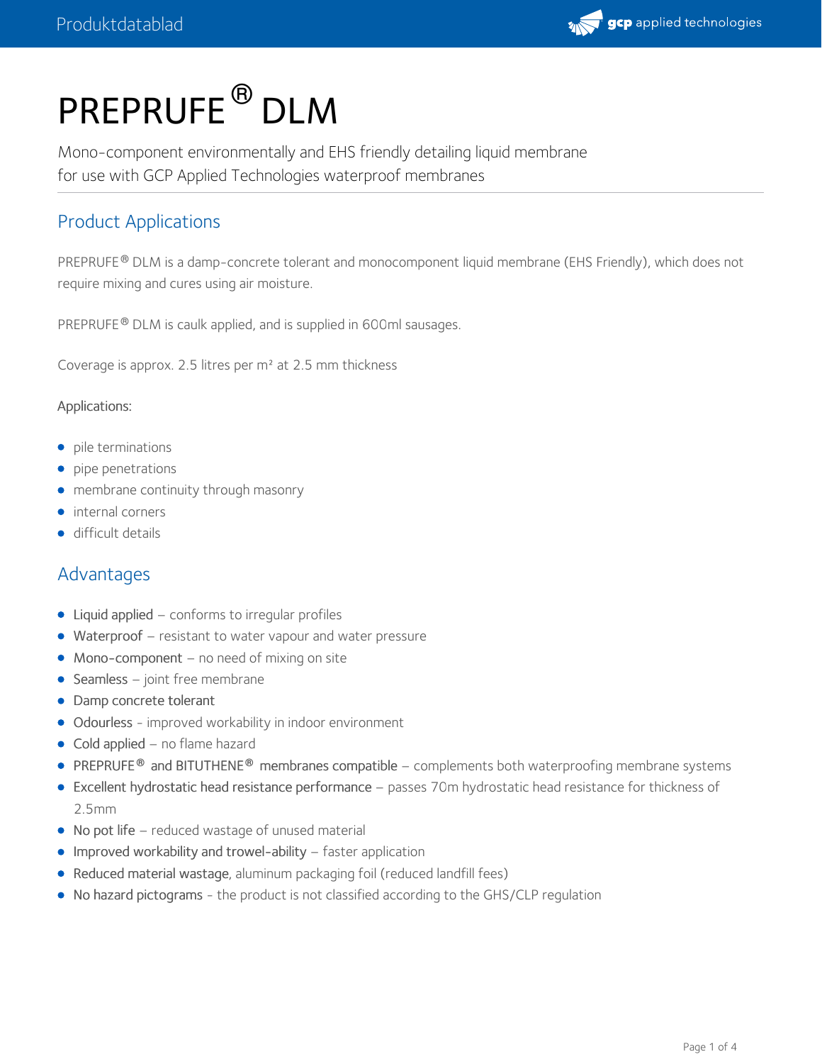# PREPRUFE® DLM

Mono-component environmentally and EHS friendly detailing liquid membrane for use with GCP Applied Technologies waterproof membranes

## Product Applications

PREPRUFE® DLM is a damp-concrete tolerant and monocomponent liquid membrane (EHS Friendly), which does not require mixing and cures using air moisture.

PREPRUFE® DLM is caulk applied, and is supplied in 600ml sausages.

Coverage is approx. 2.5 litres per m² at 2.5 mm thickness

Applications:

- pile terminations
- pipe penetrations
- membrane continuity through masonry
- internal corners
- difficult details

## Advantages

- Liquid applied – conforms to irregular profiles
- Waterproof – resistant to water vapour and water pressure
- Mono-component – no need of mixing on site
- Seamless – joint free membrane
- Damp concrete tolerant
- Odourless - improved workability in indoor environment
- Cold applied – no flame hazard
- PREPRUFE® and BITUTHENE® membranes compatible – complements both waterproofing membrane systems
- Excellent hydrostatic head resistance performance – passes 70m hydrostatic head resistance for thickness of 2.5mm
- No pot life – reduced wastage of unused material
- Improved workability and trowel-ability – faster application
- Reduced material wastage, aluminum packaging foil (reduced landfill fees)
- No hazard pictograms - the product is not classified according to the GHS/CLP regulation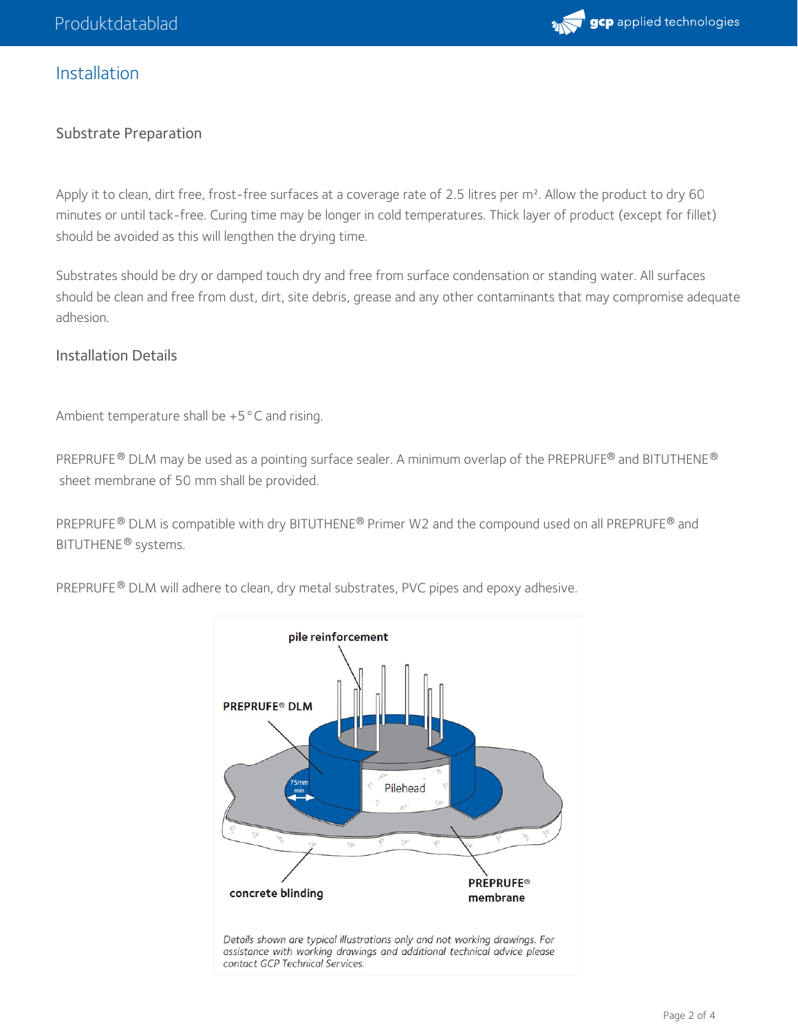## Installation

### Substrate Preparation

Apply it to clean, dirt free, frost-free surfaces at a coverage rate of 2.5 litres per m². Allow the product to dry 60 minutes or until tack-free. Curing time may be longer in cold temperatures. Thick layer of product (except for fillet) should be avoided as this will lengthen the drying time.

Substrates should be dry or damped touch dry and free from surface condensation or standing water. All surfaces should be clean and free from dust, dirt, site debris, grease and any other contaminants that may compromise adequate adhesion.

### Installation Details

Ambient temperature shall be +5°C and rising.

PREPRUFE® DLM may be used as a pointing surface sealer. A minimum overlap of the PREPRUFE® and BITUTHENE® sheet membrane of 50 mm shall be provided.

PREPRUFE® DLM is compatible with dry BITUTHENE® Primer W2 and the compound used on all PREPRUFE® and BITUTHENE® systems.

PREPRUFE® DLM will adhere to clean, dry metal substrates, PVC pipes and epoxy adhesive.

pile reinforcement

PREPRUFE® DLM

75mm min

Pilehead

concrete blinding

PREPRUFE® membrane

*Details shown are typical illustrations only and not working drawings. For assistance with working drawings and additional technical advice please contact GCP Technical Services.*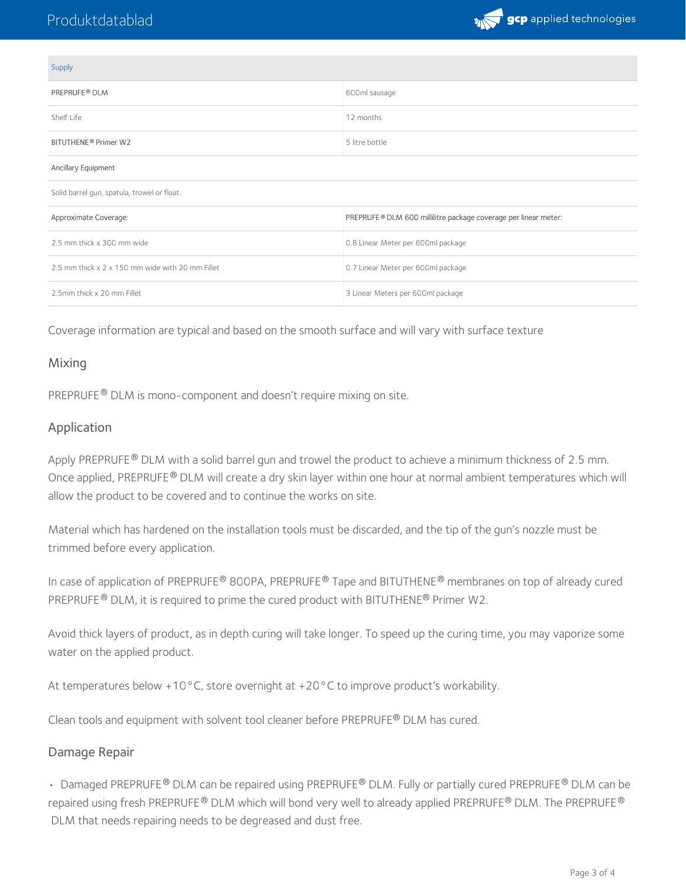| | |
|---|---|
| Supply | |
| PREPRUFE® DLM | 600ml sausage |
| Shelf Life | 12 months |
| BITUTHENE® Primer W2 | 5 litre bottle |
| Ancillary Equipment | |
| Solid barrel gun, spatula, trowel or float. | |
| Approximate Coverage: | PREPRUFE® DLM 600 millilitre package coverage per linear meter: |
| 2.5 mm thick x 300 mm wide | 0.8 Linear Meter per 600ml package |
| 2.5 mm thick x 2 x 150 mm wide with 20 mm Fillet | 0.7 Linear Meter per 600ml package |
| 2.5mm thick x 20 mm Fillet | 3 Linear Meters per 600ml package |

Coverage information are typical and based on the smooth surface and will vary with surface texture

## Mixing

PREPRUFE® DLM is mono-component and doesn't require mixing on site.

## Application

Apply PREPRUFE® DLM with a solid barrel gun and trowel the product to achieve a minimum thickness of 2.5 mm. Once applied, PREPRUFE® DLM will create a dry skin layer within one hour at normal ambient temperatures which will allow the product to be covered and to continue the works on site.

Material which has hardened on the installation tools must be discarded, and the tip of the gun's nozzle must be trimmed before every application.

In case of application of PREPRUFE® 800PA, PREPRUFE® Tape and BITUTHENE® membranes on top of already cured PREPRUFE® DLM, it is required to prime the cured product with BITUTHENE® Primer W2.

Avoid thick layers of product, as in depth curing will take longer. To speed up the curing time, you may vaporize some water on the applied product.

At temperatures below +10°C, store overnight at +20°C to improve product's workability.

Clean tools and equipment with solvent tool cleaner before PREPRUFE® DLM has cured.

## Damage Repair

- Damaged PREPRUFE® DLM can be repaired using PREPRUFE® DLM. Fully or partially cured PREPRUFE® DLM can be repaired using fresh PREPRUFE® DLM which will bond very well to already applied PREPRUFE® DLM. The PREPRUFE® DLM that needs repairing needs to be degreased and dust free.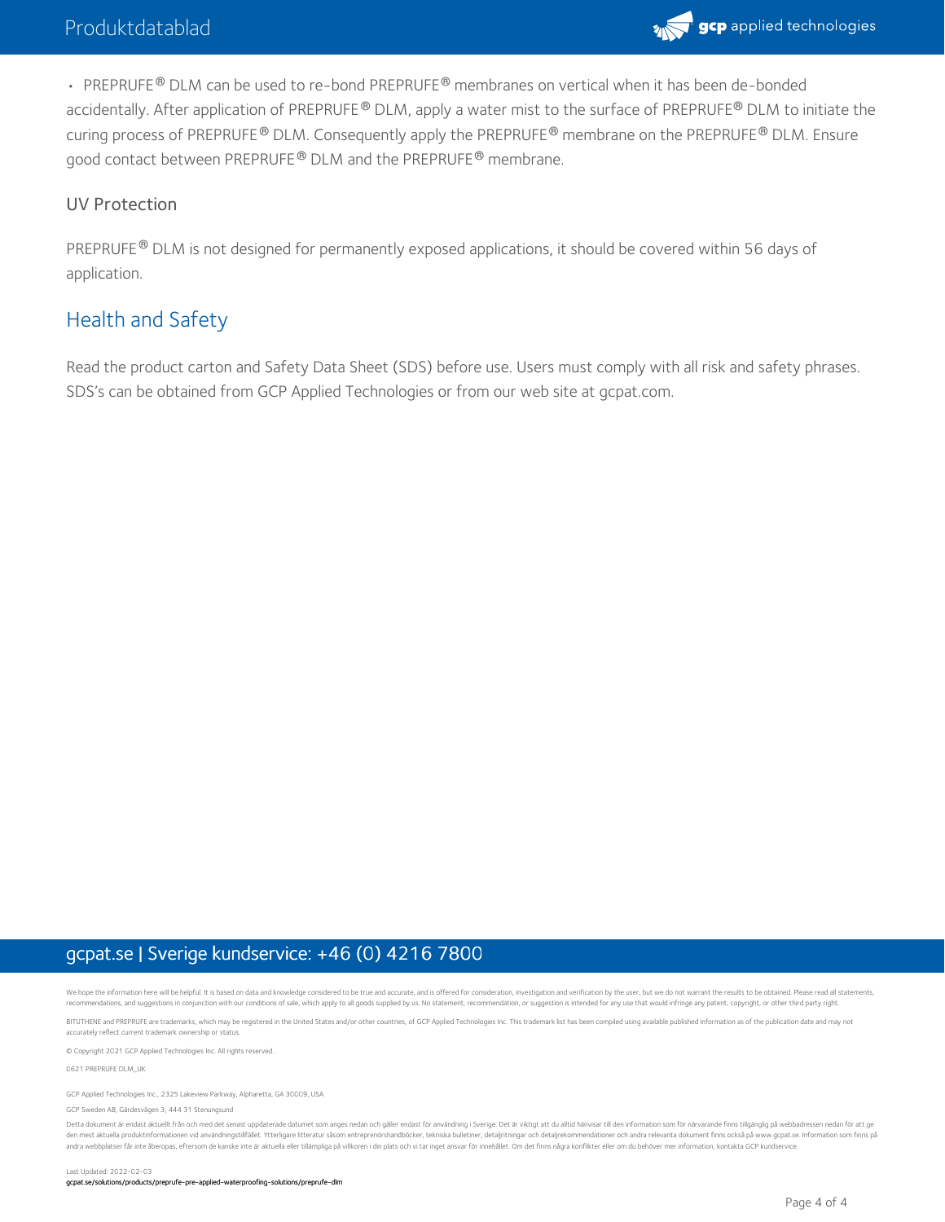- PREPRUFE® DLM can be used to re-bond PREPRUFE® membranes on vertical when it has been de-bonded accidentally. After application of PREPRUFE® DLM, apply a water mist to the surface of PREPRUFE® DLM to initiate the curing process of PREPRUFE® DLM. Consequently apply the PREPRUFE® membrane on the PREPRUFE® DLM. Ensure good contact between PREPRUFE® DLM and the PREPRUFE® membrane.

### UV Protection

PREPRUFE® DLM is not designed for permanently exposed applications, it should be covered within 56 days of application.

## Health and Safety

Read the product carton and Safety Data Sheet (SDS) before use. Users must comply with all risk and safety phrases. SDS's can be obtained from GCP Applied Technologies or from our web site at gcpat.com.

gcpat.se | Sverige kundservice: +46 (0) 4216 7800

We hope the information here will be helpful. It is based on data and knowledge considered to be true and accurate, and is offered for consideration, investigation and verification by the user, but we do not warrant the results to be obtained. Please read all statements, recommendations, and suggestions in conjunction with our conditions of sale, which apply to all goods supplied by us. No statement, recommendation, or suggestion is intended for any use that would infringe any patent, copyright, or other third party right.

BITUTHENE and PREPRUFE are trademarks, which may be registered in the United States and/or other countries, of GCP Applied Technologies Inc. This trademark list has been compiled using available published information as of the publication date and may not accurately reflect current trademark ownership or status.

© Copyright 2021 GCP Applied Technologies Inc. All rights reserved.

0621 PREPRUFE DLM_UK

GCP Applied Technologies Inc., 2325 Lakeview Parkway, Alpharetta, GA 30009, USA

GCP Sweden AB, Gärdesvägen 3, 444 31 Stenungsund

Detta dokument är endast aktuellt från och med det senast uppdaterade datumet som anges nedan och gäller endast för användning i Sverige. Det är viktigt att du alltid hänvisar till den information som för närvarande finns tillgänglig på webbadressen nedan för att ge den mest aktuella produktinformationen vid användningstillfället. Ytterligare litteratur såsom entreprenörshandböcker, tekniska bulletiner, detaljritningar och detaljrekommendationer och andra relevanta dokument finns också på www.gcpat.se. Information som finns på andra webbplatser får inte åberopas, eftersom de kanske inte är aktuella eller tillämpliga på villkoren i din plats och vi tar inget ansvar för innehållet. Om det finns några konflikter eller om du behöver mer information, kontakta GCP kundservice.

Last Updated: 2022-02-03

gcpat.se/solutions/products/preprufe-pre-applied-waterproofing-solutions/preprufe-dlm